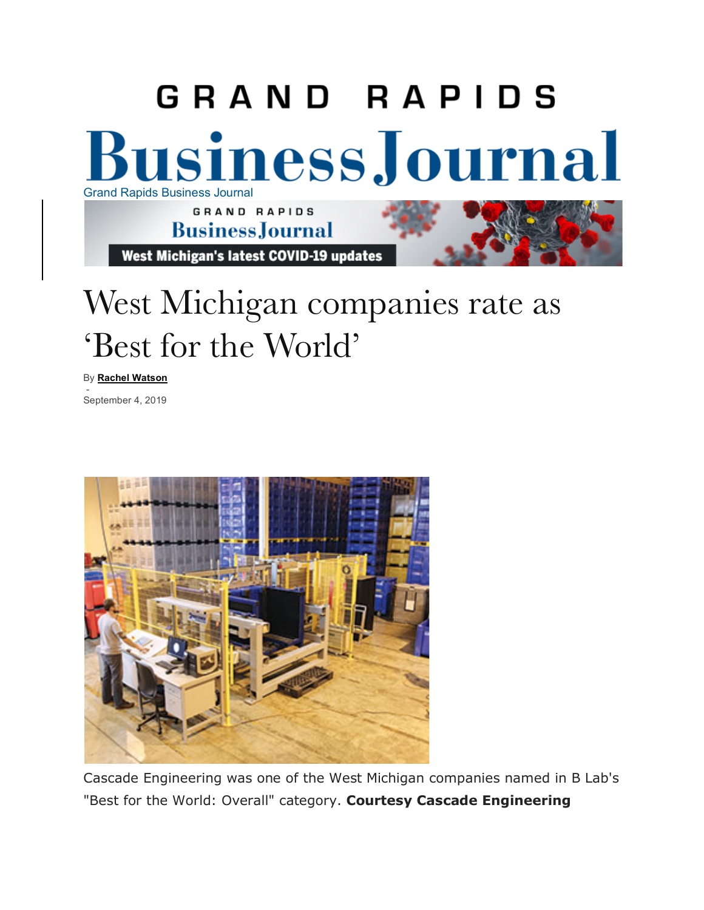Grand Rapids Business Journal

# West Michigan companies rate as 'Best for the World'

By **Rachel Watson**

-

September 4, 2019

Cascade Engineering was one of the West Michigan companies named in B Lab's "Best for the World: Overall" category. **Courtesy Cascade Engineering**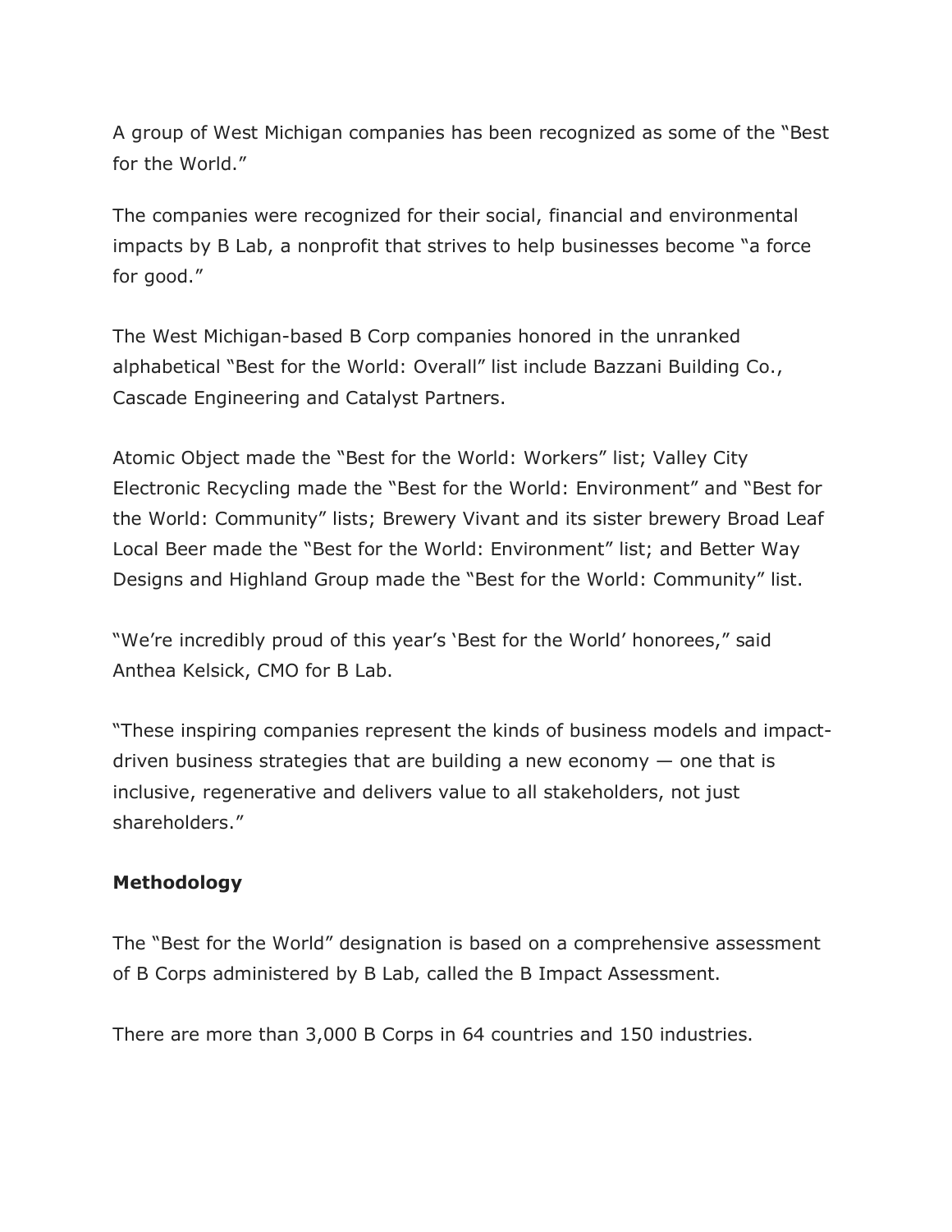A group of West Michigan companies has been recognized as some of the "Best for the World."

The companies were recognized for their social, financial and environmental impacts by B Lab, a nonprofit that strives to help businesses become "a force for good."

The West Michigan-based B Corp companies honored in the unranked alphabetical "Best for the World: Overall" list include Bazzani Building Co., Cascade Engineering and Catalyst Partners.

Atomic Object made the "Best for the World: Workers" list; Valley City Electronic Recycling made the "Best for the World: Environment" and "Best for the World: Community" lists; Brewery Vivant and its sister brewery Broad Leaf Local Beer made the "Best for the World: Environment" list; and Better Way Designs and Highland Group made the "Best for the World: Community" list.

"We're incredibly proud of this year's 'Best for the World' honorees," said Anthea Kelsick, CMO for B Lab.

"These inspiring companies represent the kinds of business models and impact-driven business strategies that are building a new economy — one that is inclusive, regenerative and delivers value to all stakeholders, not just shareholders."

**Methodology**

The "Best for the World" designation is based on a comprehensive assessment of B Corps administered by B Lab, called the B Impact Assessment.

There are more than 3,000 B Corps in 64 countries and 150 industries.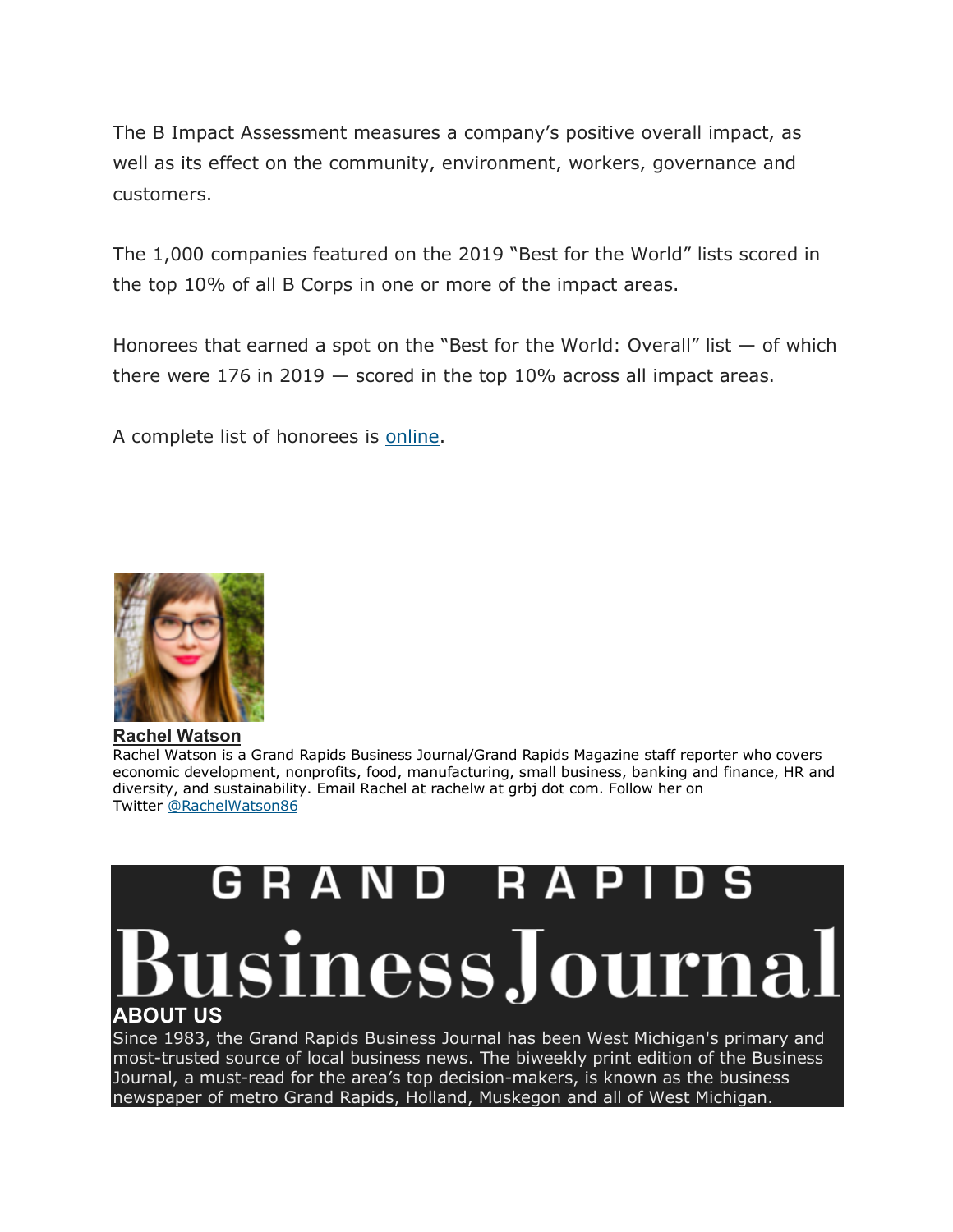The B Impact Assessment measures a company's positive overall impact, as well as its effect on the community, environment, workers, governance and customers.

The 1,000 companies featured on the 2019 "Best for the World" lists scored in the top 10% of all B Corps in one or more of the impact areas.

Honorees that earned a spot on the "Best for the World: Overall" list — of which there were 176 in 2019 — scored in the top 10% across all impact areas.

A complete list of honorees is [online](online).

**Rachel Watson**

Rachel Watson is a Grand Rapids Business Journal/Grand Rapids Magazine staff reporter who covers economic development, nonprofits, food, manufacturing, small business, banking and finance, HR and diversity, and sustainability. Email Rachel at rachelw at grbj dot com. Follow her on Twitter @RachelWatson86

GRAND RAPIDS

# Business Journal

## ABOUT US

Since 1983, the Grand Rapids Business Journal has been West Michigan's primary and most-trusted source of local business news. The biweekly print edition of the Business Journal, a must-read for the area's top decision-makers, is known as the business newspaper of metro Grand Rapids, Holland, Muskegon and all of West Michigan.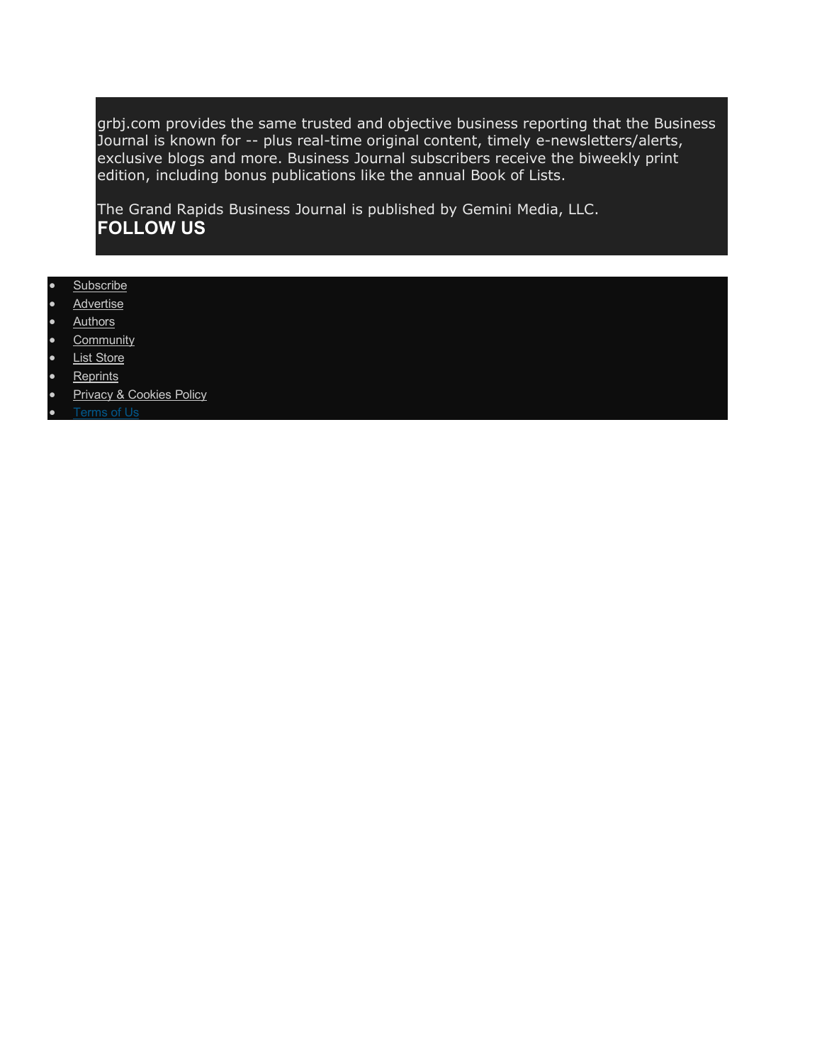grbj.com provides the same trusted and objective business reporting that the Business Journal is known for -- plus real-time original content, timely e-newsletters/alerts, exclusive blogs and more. Business Journal subscribers receive the biweekly print edition, including bonus publications like the annual Book of Lists.

The Grand Rapids Business Journal is published by Gemini Media, LLC.

**FOLLOW US**

- Subscribe
- Advertise
- Authors
- Community
- List Store
- Reprints
- Privacy & Cookies Policy
- Terms of Us